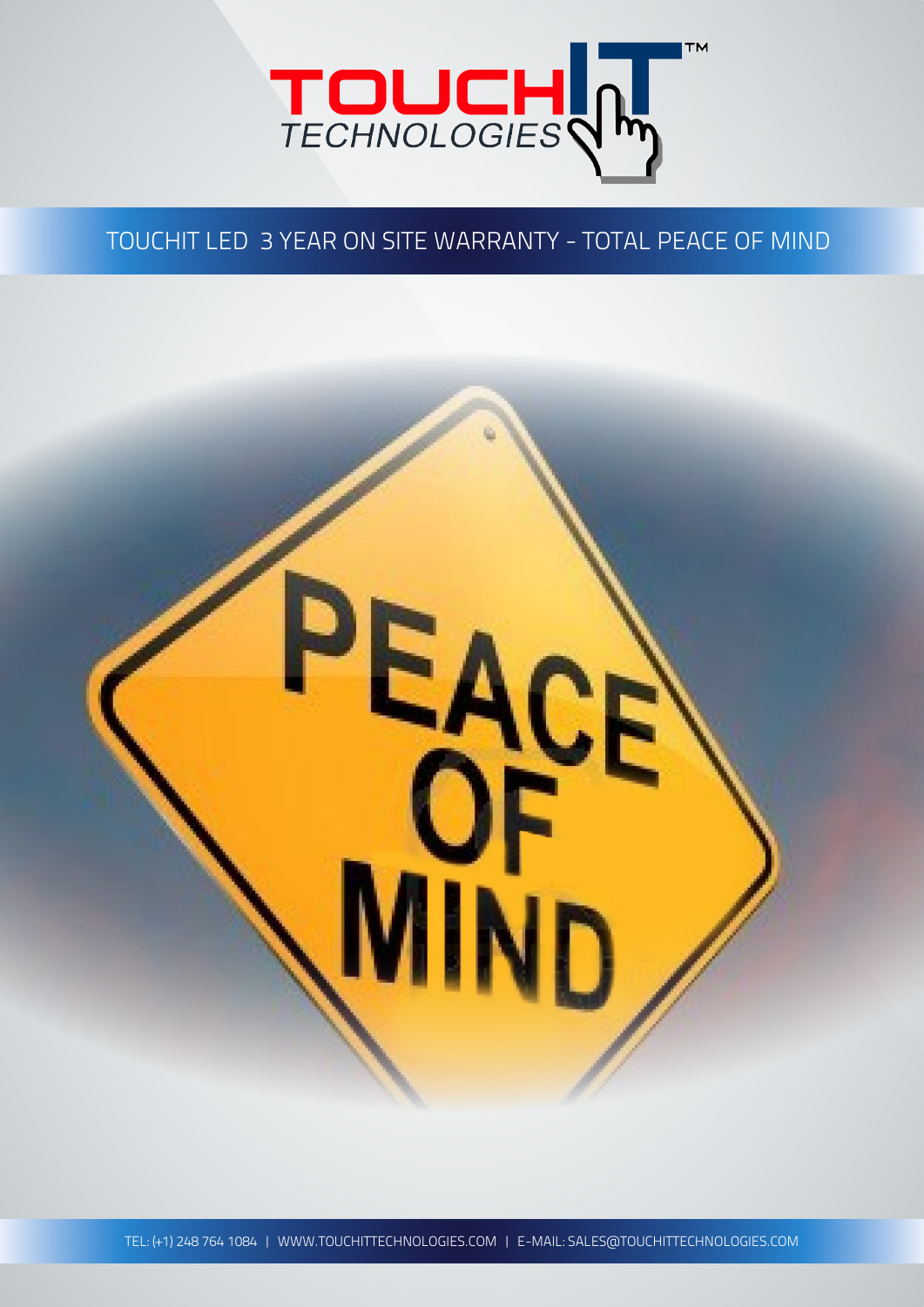TOUCHIT TECHNOLOGIES™

# TOUCHIT LED 3 YEAR ON SITE WARRANTY - TOTAL PEACE OF MIND

PEACE OF MIND

TEL: (+1) 248 764 1084 | WWW.TOUCHITTECHNOLOGIES.COM | E-MAIL: SALES@TOUCHITTECHNOLOGIES.COM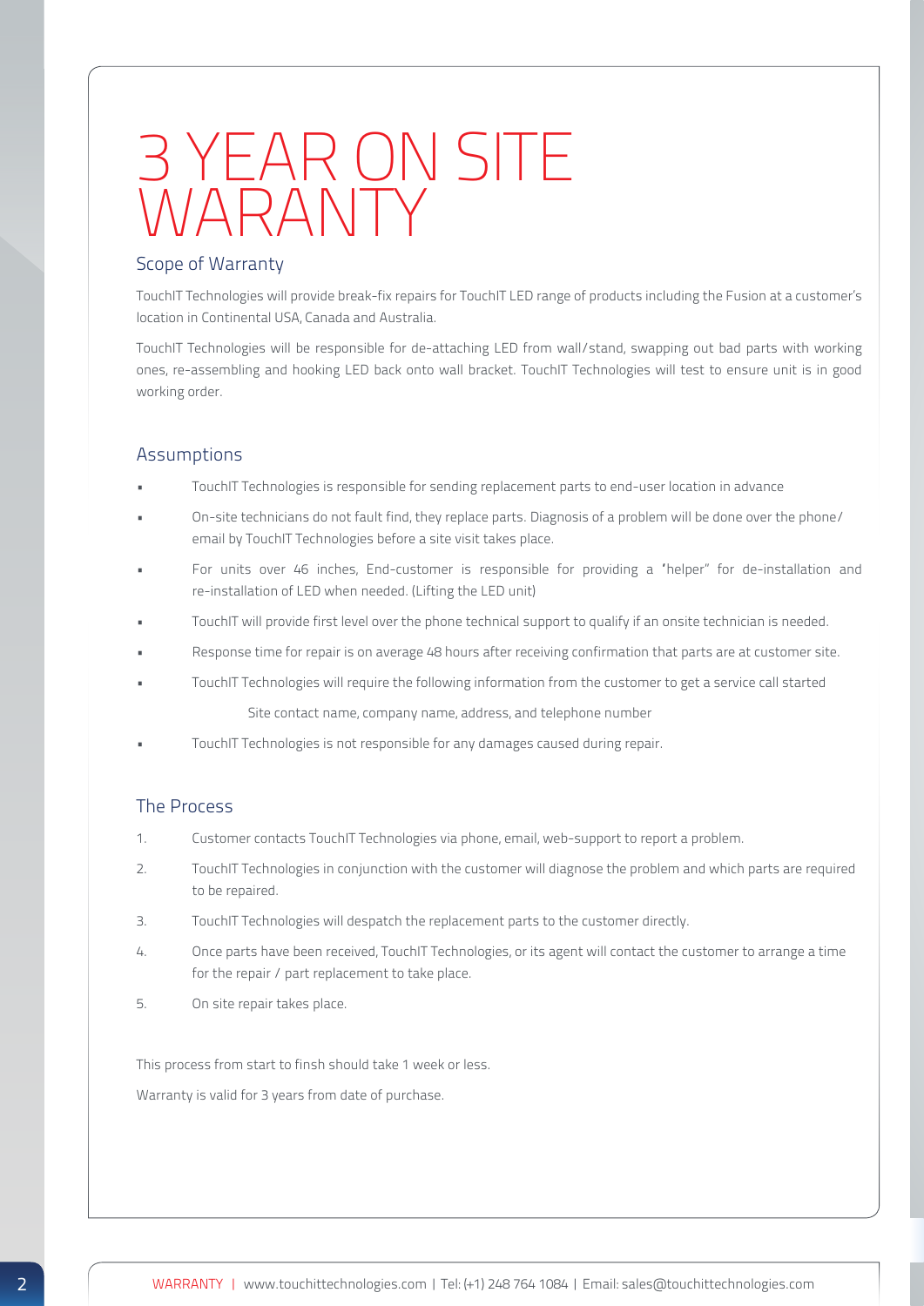# 3 YEAR ON SITE WARANTY

## Scope of Warranty

TouchIT Technologies will provide break-fix repairs for TouchIT LED range of products including the Fusion at a customer's location in Continental USA, Canada and Australia.

TouchIT Technologies will be responsible for de-attaching LED from wall/stand, swapping out bad parts with working ones, re-assembling and hooking LED back onto wall bracket. TouchIT Technologies will test to ensure unit is in good working order.

## Assumptions

- TouchIT Technologies is responsible for sending replacement parts to end-user location in advance
- On-site technicians do not fault find, they replace parts. Diagnosis of a problem will be done over the phone/ email by TouchIT Technologies before a site visit takes place.
- For units over 46 inches, End-customer is responsible for providing a 'helper" for de-installation and re-installation of LED when needed. (Lifting the LED unit)
- TouchIT will provide first level over the phone technical support to qualify if an onsite technician is needed.
- Response time for repair is on average 48 hours after receiving confirmation that parts are at customer site.
- TouchIT Technologies will require the following information from the customer to get a service call started

  Site contact name, company name, address, and telephone number
- TouchIT Technologies is not responsible for any damages caused during repair.

## The Process

1. Customer contacts TouchIT Technologies via phone, email, web-support to report a problem.
2. TouchIT Technologies in conjunction with the customer will diagnose the problem and which parts are required to be repaired.
3. TouchIT Technologies will despatch the replacement parts to the customer directly.
4. Once parts have been received, TouchIT Technologies, or its agent will contact the customer to arrange a time for the repair / part replacement to take place.
5. On site repair takes place.

This process from start to finsh should take 1 week or less.

Warranty is valid for 3 years from date of purchase.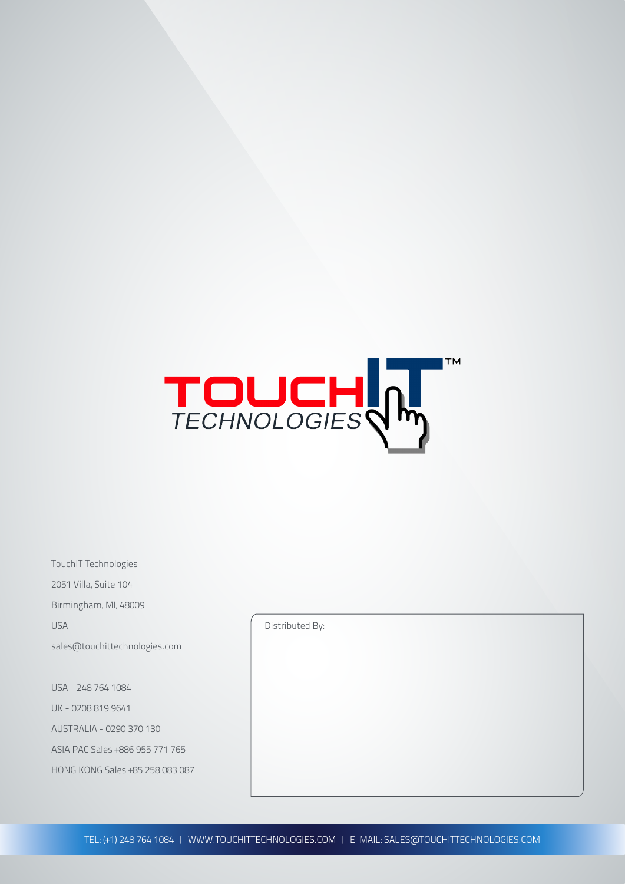TOUCHIT™
TECHNOLOGIES

TouchIT Technologies

2051 Villa, Suite 104

Birmingham, MI, 48009

USA

sales@touchittechnologies.com

USA - 248 764 1084

UK - 0208 819 9641

AUSTRALIA - 0290 370 130

ASIA PAC Sales +886 955 771 765

HONG KONG Sales +85 258 083 087

Distributed By:

TEL: (+1) 248 764 1084 | WWW.TOUCHITTECHNOLOGIES.COM | E-MAIL: SALES@TOUCHITTECHNOLOGIES.COM